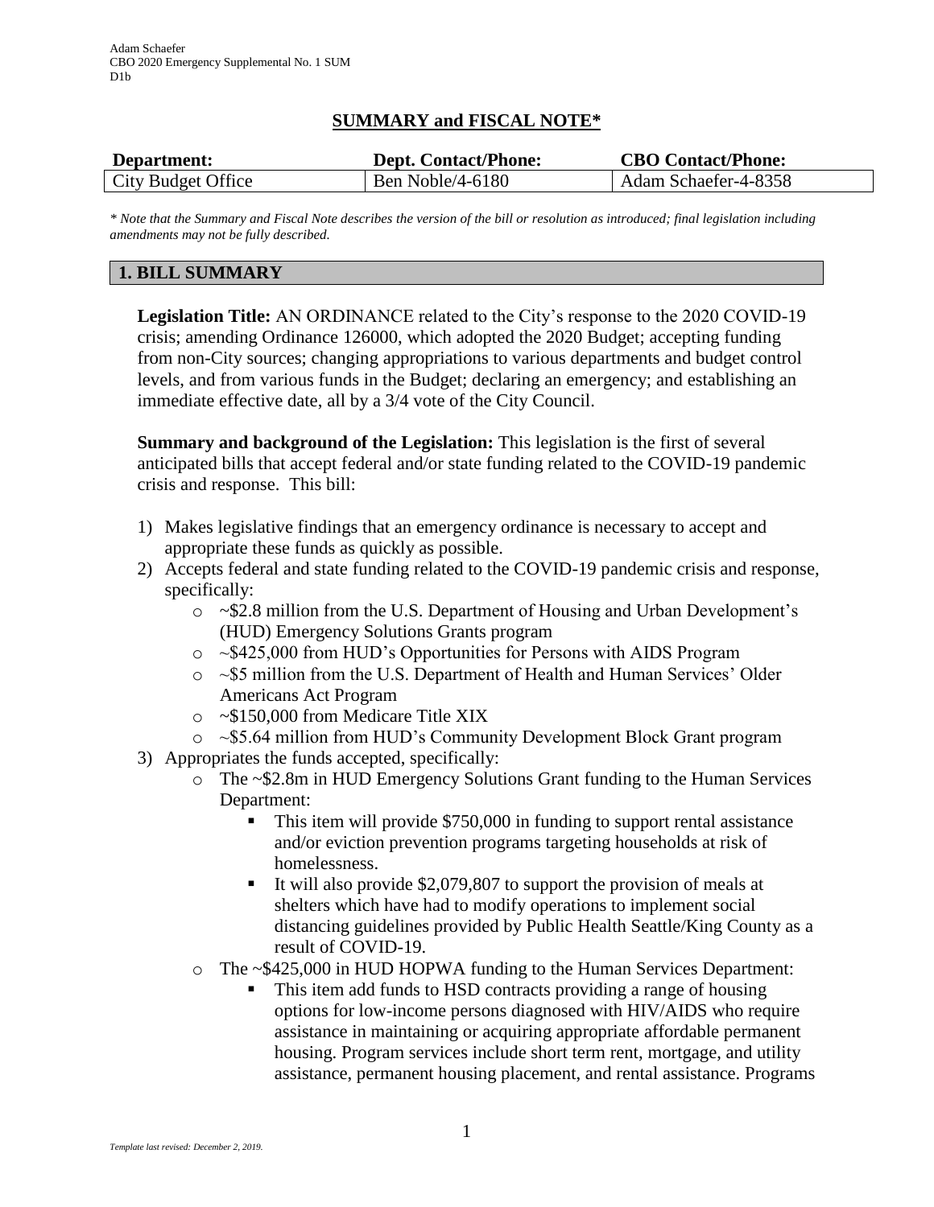# SUMMARY and FISCAL NOTE*

| Department: | Dept. Contact/Phone: | CBO Contact/Phone: |
|---|---|---|
| City Budget Office | Ben Noble/4-6180 | Adam Schaefer-4-8358 |

*\* Note that the Summary and Fiscal Note describes the version of the bill or resolution as introduced; final legislation including amendments may not be fully described.*

## 1. BILL SUMMARY

**Legislation Title:** AN ORDINANCE related to the City's response to the 2020 COVID-19 crisis; amending Ordinance 126000, which adopted the 2020 Budget; accepting funding from non-City sources; changing appropriations to various departments and budget control levels, and from various funds in the Budget; declaring an emergency; and establishing an immediate effective date, all by a 3/4 vote of the City Council.

**Summary and background of the Legislation:** This legislation is the first of several anticipated bills that accept federal and/or state funding related to the COVID-19 pandemic crisis and response. This bill:

1) Makes legislative findings that an emergency ordinance is necessary to accept and appropriate these funds as quickly as possible.
2) Accepts federal and state funding related to the COVID-19 pandemic crisis and response, specifically:
   - ~$2.8 million from the U.S. Department of Housing and Urban Development's (HUD) Emergency Solutions Grants program
   - ~$425,000 from HUD's Opportunities for Persons with AIDS Program
   - ~$5 million from the U.S. Department of Health and Human Services' Older Americans Act Program
   - ~$150,000 from Medicare Title XIX
   - ~$5.64 million from HUD's Community Development Block Grant program
3) Appropriates the funds accepted, specifically:
   - The ~$2.8m in HUD Emergency Solutions Grant funding to the Human Services Department:
     - This item will provide $750,000 in funding to support rental assistance and/or eviction prevention programs targeting households at risk of homelessness.
     - It will also provide $2,079,807 to support the provision of meals at shelters which have had to modify operations to implement social distancing guidelines provided by Public Health Seattle/King County as a result of COVID-19.
   - The ~$425,000 in HUD HOPWA funding to the Human Services Department:
     - This item add funds to HSD contracts providing a range of housing options for low-income persons diagnosed with HIV/AIDS who require assistance in maintaining or acquiring appropriate affordable permanent housing. Program services include short term rent, mortgage, and utility assistance, permanent housing placement, and rental assistance. Programs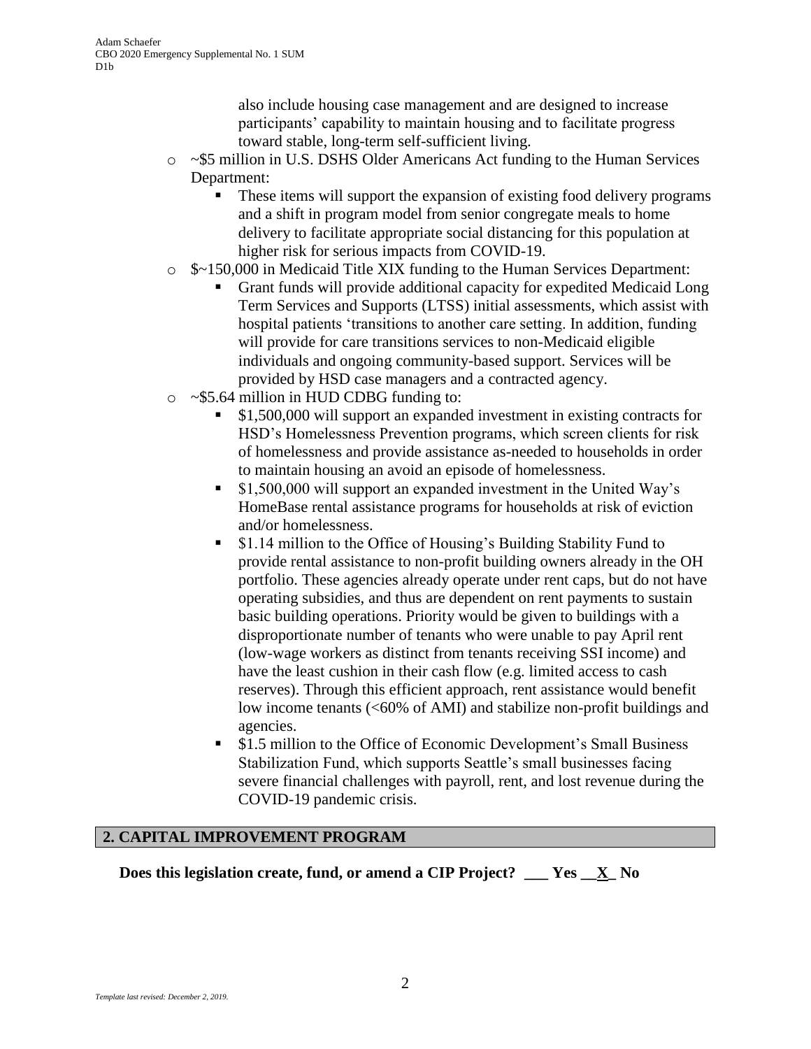also include housing case management and are designed to increase participants' capability to maintain housing and to facilitate progress toward stable, long-term self-sufficient living.

- ~$5 million in U.S. DSHS Older Americans Act funding to the Human Services Department:
  - These items will support the expansion of existing food delivery programs and a shift in program model from senior congregate meals to home delivery to facilitate appropriate social distancing for this population at higher risk for serious impacts from COVID-19.
- $~150,000 in Medicaid Title XIX funding to the Human Services Department:
  - Grant funds will provide additional capacity for expedited Medicaid Long Term Services and Supports (LTSS) initial assessments, which assist with hospital patients 'transitions to another care setting. In addition, funding will provide for care transitions services to non-Medicaid eligible individuals and ongoing community-based support. Services will be provided by HSD case managers and a contracted agency.
- ~$5.64 million in HUD CDBG funding to:
  - $1,500,000 will support an expanded investment in existing contracts for HSD's Homelessness Prevention programs, which screen clients for risk of homelessness and provide assistance as-needed to households in order to maintain housing an avoid an episode of homelessness.
  - $1,500,000 will support an expanded investment in the United Way's HomeBase rental assistance programs for households at risk of eviction and/or homelessness.
  - $1.14 million to the Office of Housing's Building Stability Fund to provide rental assistance to non-profit building owners already in the OH portfolio. These agencies already operate under rent caps, but do not have operating subsidies, and thus are dependent on rent payments to sustain basic building operations. Priority would be given to buildings with a disproportionate number of tenants who were unable to pay April rent (low-wage workers as distinct from tenants receiving SSI income) and have the least cushion in their cash flow (e.g. limited access to cash reserves). Through this efficient approach, rent assistance would benefit low income tenants (<60% of AMI) and stabilize non-profit buildings and agencies.
  - $1.5 million to the Office of Economic Development's Small Business Stabilization Fund, which supports Seattle's small businesses facing severe financial challenges with payroll, rent, and lost revenue during the COVID-19 pandemic crisis.

## 2. CAPITAL IMPROVEMENT PROGRAM

**Does this legislation create, fund, or amend a CIP Project? \_\_\_ Yes \_\_X\_ No**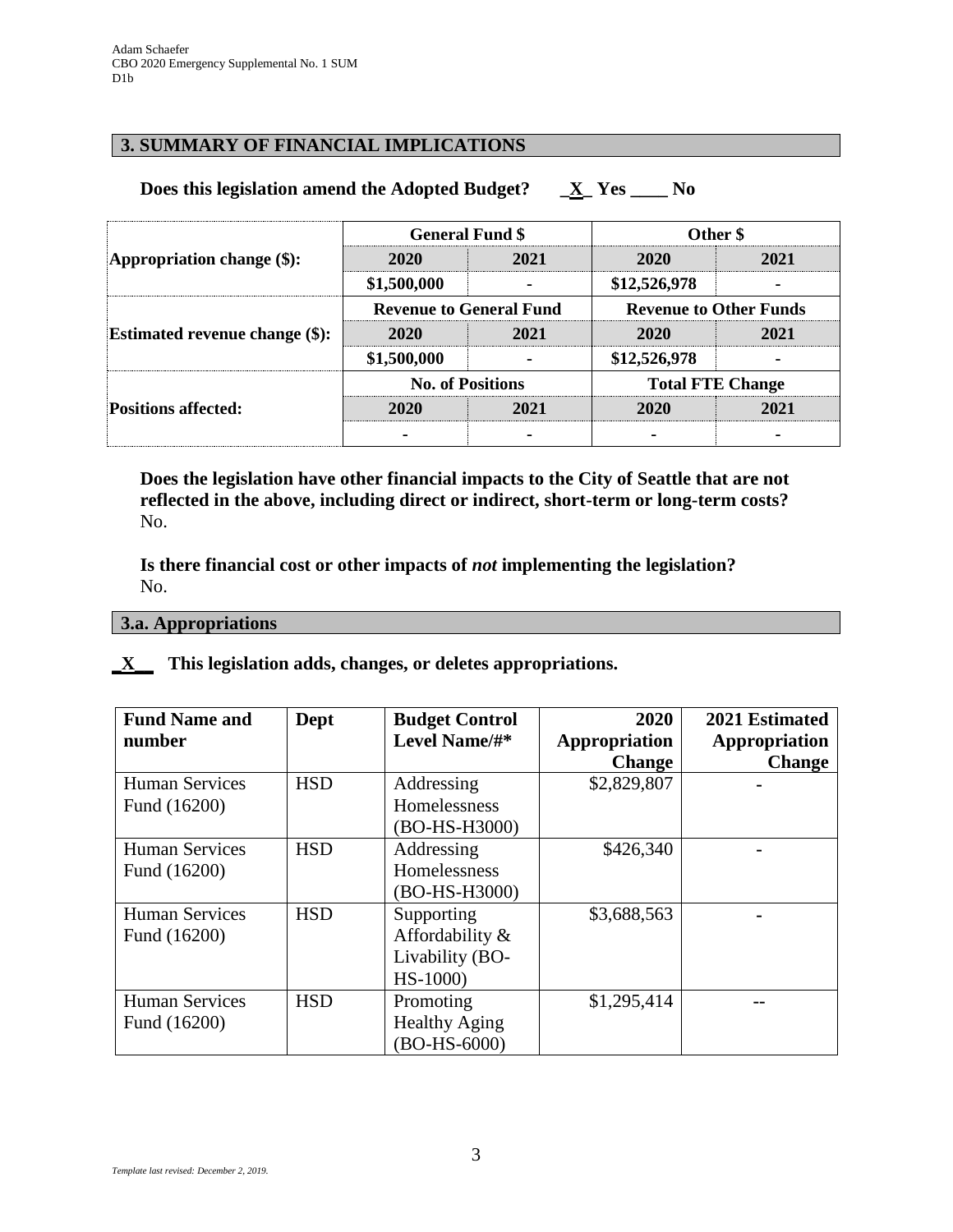## 3. SUMMARY OF FINANCIAL IMPLICATIONS

**Does this legislation amend the Adopted Budget?** _X_ Yes ____ No

| | General Fund $ | | Other $ | |
|---|---|---|---|---|
| **Appropriation change ($):** | **2020** | **2021** | **2020** | **2021** |
| | **$1,500,000** | **-** | **$12,526,978** | **-** |
| | **Revenue to General Fund** | | **Revenue to Other Funds** | |
| **Estimated revenue change ($):** | **2020** | **2021** | **2020** | **2021** |
| | **$1,500,000** | **-** | **$12,526,978** | **-** |
| | **No. of Positions** | | **Total FTE Change** | |
| **Positions affected:** | **2020** | **2021** | **2020** | **2021** |
| | **-** | **-** | **-** | **-** |

**Does the legislation have other financial impacts to the City of Seattle that are not reflected in the above, including direct or indirect, short-term or long-term costs?**
No.

**Is there financial cost or other impacts of *not* implementing the legislation?**
No.

### 3.a. Appropriations

**_X__ This legislation adds, changes, or deletes appropriations.**

| Fund Name and number | Dept | Budget Control Level Name/#* | 2020 Appropriation Change | 2021 Estimated Appropriation Change |
|---|---|---|---|---|
| Human Services Fund (16200) | HSD | Addressing Homelessness (BO-HS-H3000) | $2,829,807 | - |
| Human Services Fund (16200) | HSD | Addressing Homelessness (BO-HS-H3000) | $426,340 | - |
| Human Services Fund (16200) | HSD | Supporting Affordability & Livability (BO-HS-1000) | $3,688,563 | - |
| Human Services Fund (16200) | HSD | Promoting Healthy Aging (BO-HS-6000) | $1,295,414 | -- |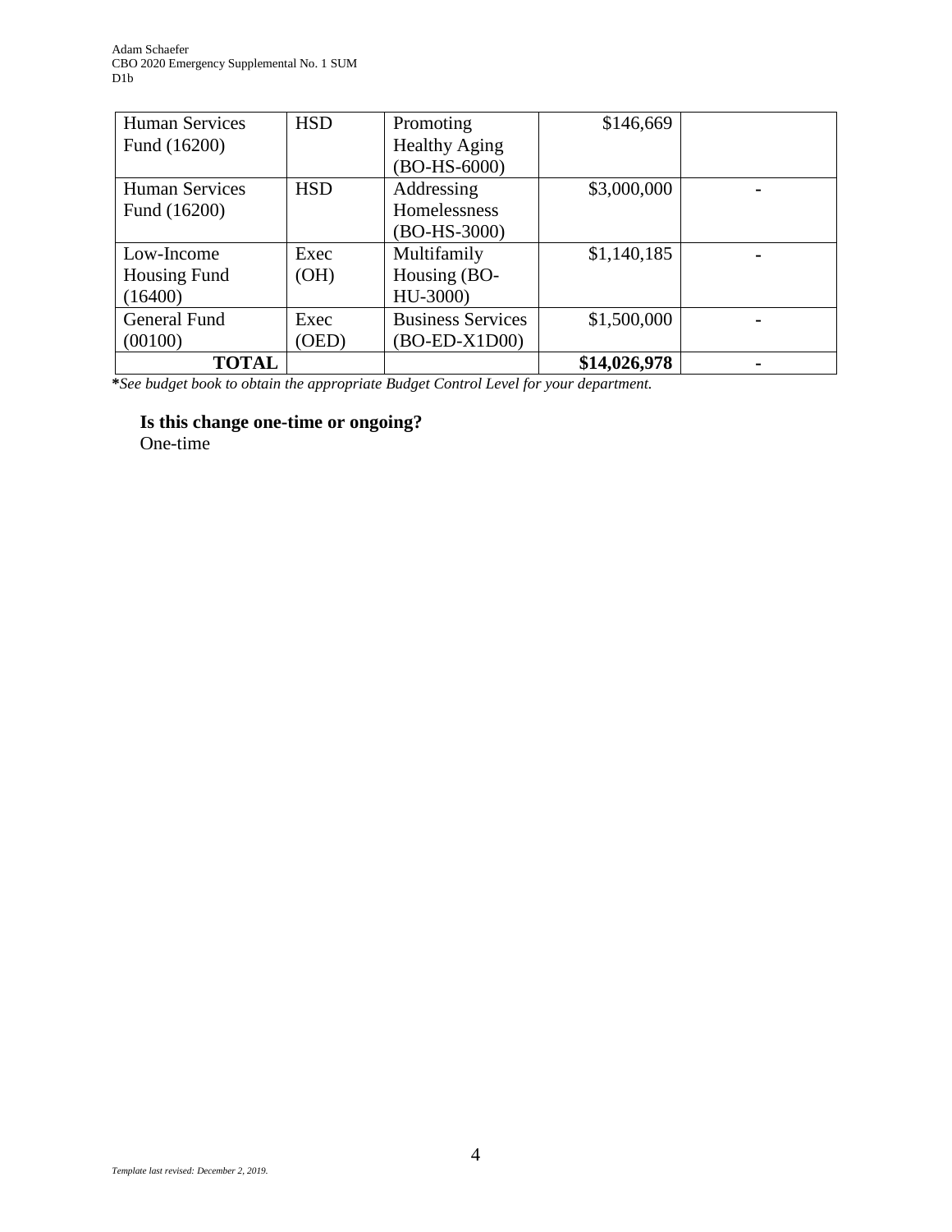| Human Services Fund (16200) | HSD | Promoting Healthy Aging (BO-HS-6000) | $146,669 | |
|---|---|---|---|---|
| Human Services Fund (16200) | HSD | Addressing Homelessness (BO-HS-3000) | $3,000,000 | - |
| Low-Income Housing Fund (16400) | Exec (OH) | Multifamily Housing (BO-HU-3000) | $1,140,185 | - |
| General Fund (00100) | Exec (OED) | Business Services (BO-ED-X1D00) | $1,500,000 | - |
| **TOTAL** | | | **$14,026,978** | **-** |

***See budget book to obtain the appropriate Budget Control Level for your department.***

**Is this change one-time or ongoing?**

One-time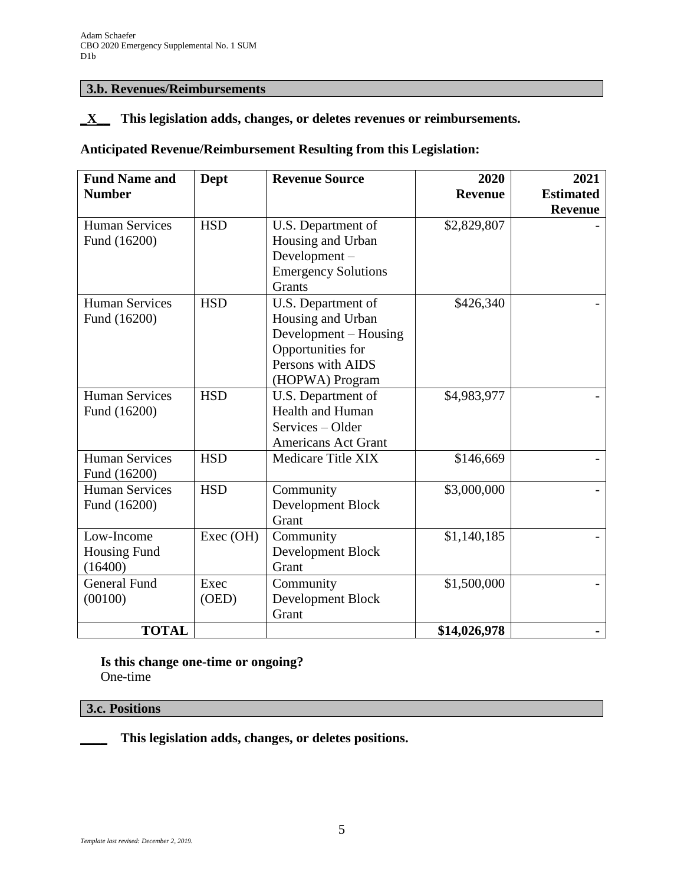### 3.b. Revenues/Revenues/Reimbursements

**_X__ This legislation adds, changes, or deletes revenues or reimbursements.**

**Anticipated Revenue/Reimbursement Resulting from this Legislation:**

| Fund Name and Number | Dept | Revenue Source | 2020 Revenue | 2021 Estimated Revenue |
|---|---|---|---|---|
| Human Services Fund (16200) | HSD | U.S. Department of Housing and Urban Development – Emergency Solutions Grants | $2,829,807 | - |
| Human Services Fund (16200) | HSD | U.S. Department of Housing and Urban Development – Housing Opportunities for Persons with AIDS (HOPWA) Program | $426,340 | - |
| Human Services Fund (16200) | HSD | U.S. Department of Health and Human Services – Older Americans Act Grant | $4,983,977 | - |
| Human Services Fund (16200) | HSD | Medicare Title XIX | $146,669 | - |
| Human Services Fund (16200) | HSD | Community Development Block Grant | $3,000,000 | - |
| Low-Income Housing Fund (16400) | Exec (OH) | Community Development Block Grant | $1,140,185 | - |
| General Fund (00100) | Exec (OED) | Community Development Block Grant | $1,500,000 | - |
| **TOTAL** | | | **$14,026,978** | **-** |

**Is this change one-time or ongoing?**
One-time

### 3.c. Positions

**____ This legislation adds, changes, or deletes positions.**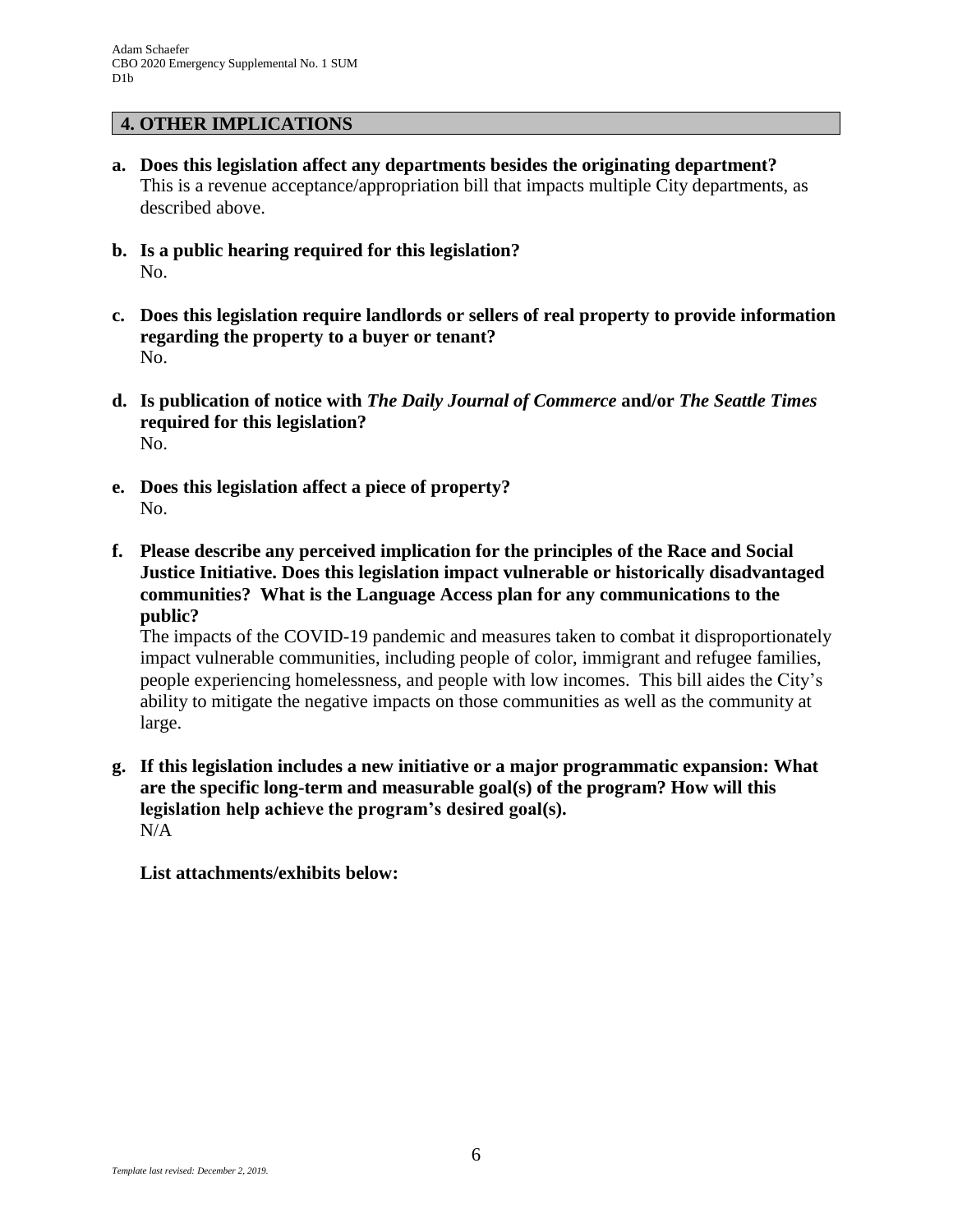## 4. OTHER IMPLICATIONS

**a. Does this legislation affect any departments besides the originating department?**
This is a revenue acceptance/appropriation bill that impacts multiple City departments, as described above.

**b. Is a public hearing required for this legislation?**
No.

**c. Does this legislation require landlords or sellers of real property to provide information regarding the property to a buyer or tenant?**
No.

**d. Is publication of notice with *The Daily Journal of Commerce* and/or *The Seattle Times* required for this legislation?**
No.

**e. Does this legislation affect a piece of property?**
No.

**f. Please describe any perceived implication for the principles of the Race and Social Justice Initiative. Does this legislation impact vulnerable or historically disadvantaged communities? What is the Language Access plan for any communications to the public?**
The impacts of the COVID-19 pandemic and measures taken to combat it disproportionately impact vulnerable communities, including people of color, immigrant and refugee families, people experiencing homelessness, and people with low incomes. This bill aides the City's ability to mitigate the negative impacts on those communities as well as the community at large.

**g. If this legislation includes a new initiative or a major programmatic expansion: What are the specific long-term and measurable goal(s) of the program? How will this legislation help achieve the program's desired goal(s).**
N/A

**List attachments/exhibits below:**